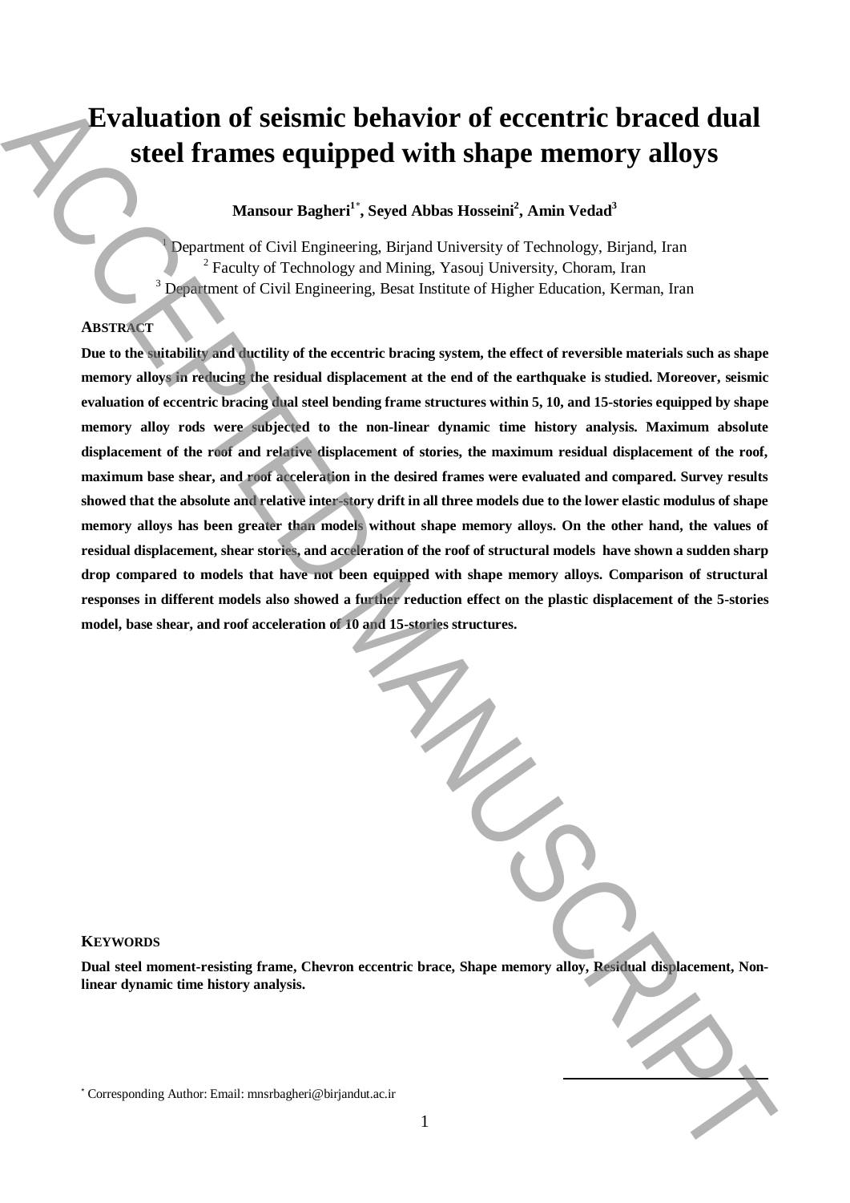# Evaluation of seismic behavior of eccentric braced dual steel frames equipped with shape memory alloys

**Mansour Bagheri[1*], Seyed Abbas Hosseini[2], Amin Vedad[3]**

[1] Department of Civil Engineering, Birjand University of Technology, Birjand, Iran
[2] Faculty of Technology and Mining, Yasouj University, Choram, Iran
[3] Department of Civil Engineering, Besat Institute of Higher Education, Kerman, Iran

## ABSTRACT

**Due to the suitability and ductility of the eccentric bracing system, the effect of reversible materials such as shape memory alloys in reducing the residual displacement at the end of the earthquake is studied. Moreover, seismic evaluation of eccentric bracing dual steel bending frame structures within 5, 10, and 15-stories equipped by shape memory alloy rods were subjected to the non-linear dynamic time history analysis. Maximum absolute displacement of the roof and relative displacement of stories, the maximum residual displacement of the roof, maximum base shear, and roof acceleration in the desired frames were evaluated and compared. Survey results showed that the absolute and relative inter-story drift in all three models due to the lower elastic modulus of shape memory alloys has been greater than models without shape memory alloys. On the other hand, the values of residual displacement, shear stories, and acceleration of the roof of structural models have shown a sudden sharp drop compared to models that have not been equipped with shape memory alloys. Comparison of structural responses in different models also showed a further reduction effect on the plastic displacement of the 5-stories model, base shear, and roof acceleration of 10 and 15-stories structures.**

## KEYWORDS

**Dual steel moment-resisting frame, Chevron eccentric brace, Shape memory alloy, Residual displacement, Non-linear dynamic time history analysis.**

[*] Corresponding Author: Email: mnsrbagheri@birjandut.ac.ir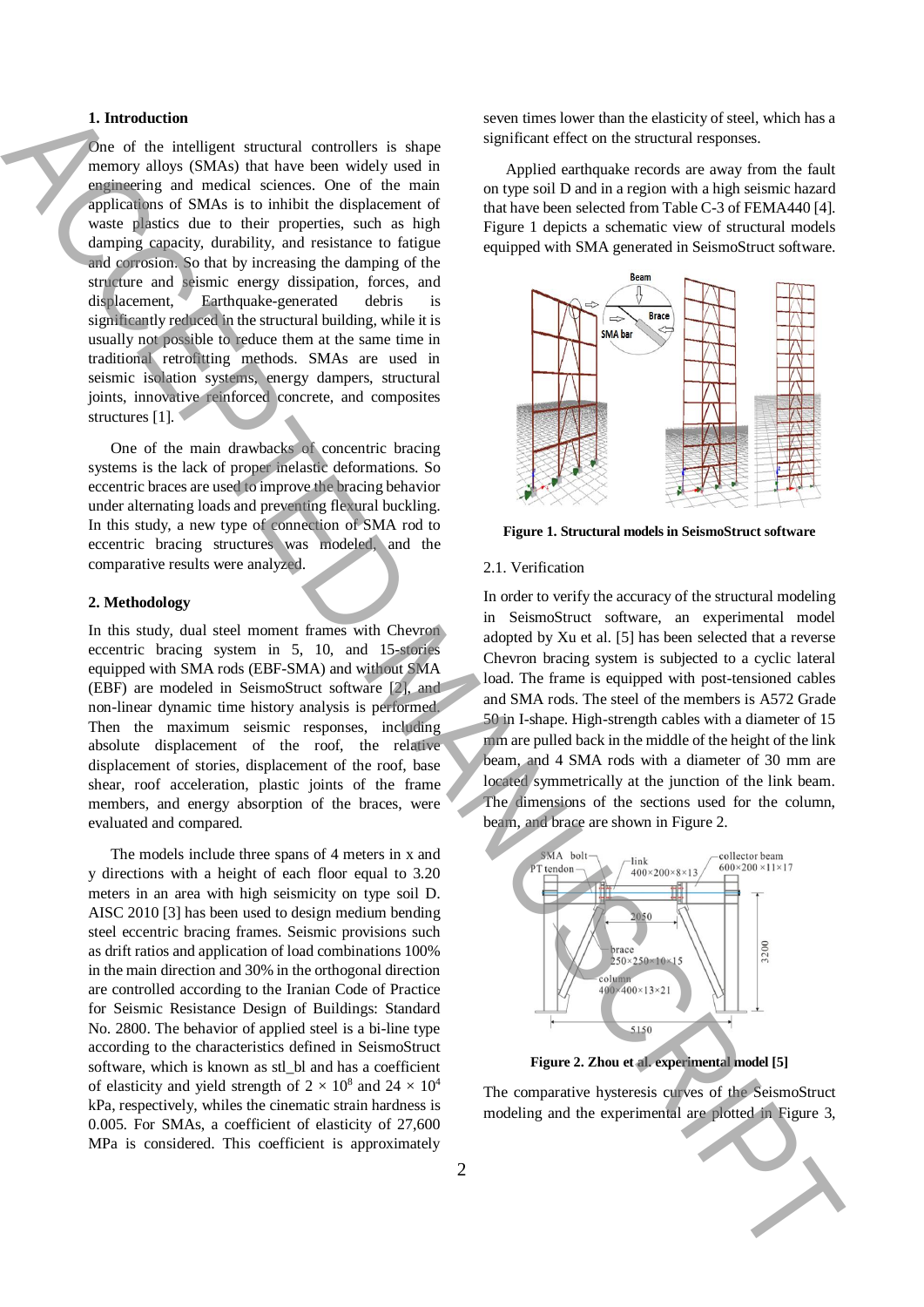## 1. Introduction

One of the intelligent structural controllers is shape memory alloys (SMAs) that have been widely used in engineering and medical sciences. One of the main applications of SMAs is to inhibit the displacement of waste plastics due to their properties, such as high damping capacity, durability, and resistance to fatigue and corrosion. So that by increasing the damping of the structure and seismic energy dissipation, forces, and displacement, Earthquake-generated debris is significantly reduced in the structural building, while it is usually not possible to reduce them at the same time in traditional retrofitting methods. SMAs are used in seismic isolation systems, energy dampers, structural joints, innovative reinforced concrete, and composites structures [1].

One of the main drawbacks of concentric bracing systems is the lack of proper inelastic deformations. So eccentric braces are used to improve the bracing behavior under alternating loads and preventing flexural buckling. In this study, a new type of connection of SMA rod to eccentric bracing structures was modeled, and the comparative results were analyzed.

## 2. Methodology

In this study, dual steel moment frames with Chevron eccentric bracing system in 5, 10, and 15-stories equipped with SMA rods (EBF-SMA) and without SMA (EBF) are modeled in SeismoStruct software [2], and non-linear dynamic time history analysis is performed. Then the maximum seismic responses, including absolute displacement of the roof, the relative displacement of stories, displacement of the roof, base shear, roof acceleration, plastic joints of the frame members, and energy absorption of the braces, were evaluated and compared.

The models include three spans of 4 meters in x and y directions with a height of each floor equal to 3.20 meters in an area with high seismicity on type soil D. AISC 2010 [3] has been used to design medium bending steel eccentric bracing frames. Seismic provisions such as drift ratios and application of load combinations 100% in the main direction and 30% in the orthogonal direction are controlled according to the Iranian Code of Practice for Seismic Resistance Design of Buildings: Standard No. 2800. The behavior of applied steel is a bi-line type according to the characteristics defined in SeismoStruct software, which is known as stl_bl and has a coefficient of elasticity and yield strength of $2 \times 10^8$ and $24 \times 10^4$ kPa, respectively, whiles the cinematic strain hardness is 0.005. For SMAs, a coefficient of elasticity of 27,600 MPa is considered. This coefficient is approximately seven times lower than the elasticity of steel, which has a significant effect on the structural responses.

Applied earthquake records are away from the fault on type soil D and in a region with a high seismic hazard that have been selected from Table C-3 of FEMA440 [4]. Figure 1 depicts a schematic view of structural models equipped with SMA generated in SeismoStruct software.

**Figure 1. Structural models in SeismoStruct software**

### 2.1. Verification

In order to verify the accuracy of the structural modeling in SeismoStruct software, an experimental model adopted by Xu et al. [5] has been selected that a reverse Chevron bracing system is subjected to a cyclic lateral load. The frame is equipped with post-tensioned cables and SMA rods. The steel of the members is A572 Grade 50 in I-shape. High-strength cables with a diameter of 15 mm are pulled back in the middle of the height of the link beam, and 4 SMA rods with a diameter of 30 mm are located symmetrically at the junction of the link beam. The dimensions of the sections used for the column, beam, and brace are shown in Figure 2.

**Figure 2. Zhou et al. experimental model [5]**

The comparative hysteresis curves of the SeismoStruct modeling and the experimental are plotted in Figure 3,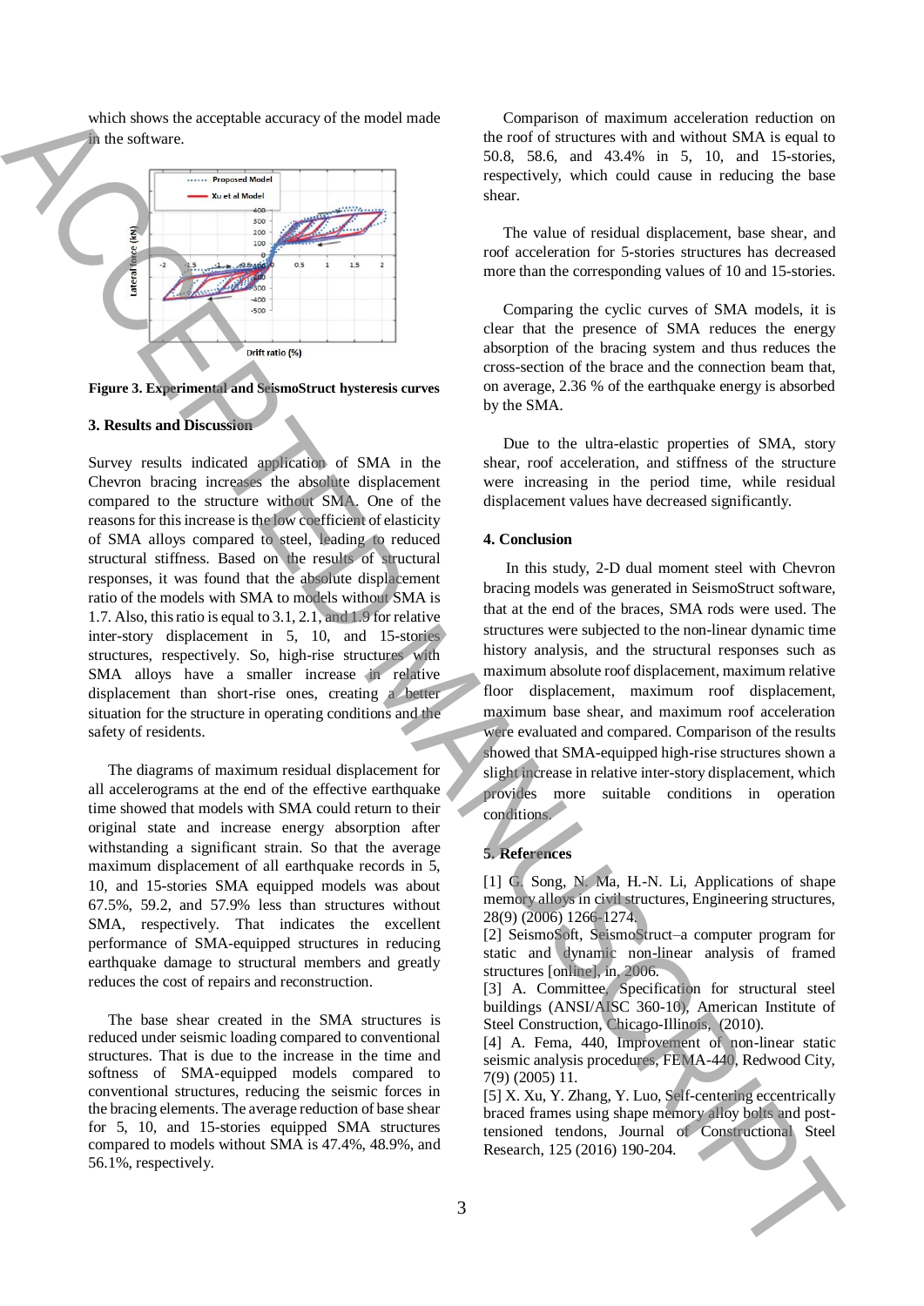which shows the acceptable accuracy of the model made in the software.

Proposed Model
Xu et al Model
Lateral force (kN)
Drift ratio (%)
400
300
200
100
0
-300
-400
-500
-2
-1.5
-1
0.5
1
1.5
2

**Figure 3. Experimental and SeismoStruct hysteresis curves**

### 3. Results and Discussion

Survey results indicated application of SMA in the Chevron bracing increases the absolute displacement compared to the structure without SMA. One of the reasons for this increase is the low coefficient of elasticity of SMA alloys compared to steel, leading to reduced structural stiffness. Based on the results of structural responses, it was found that the absolute displacement ratio of the models with SMA to models without SMA is 1.7. Also, this ratio is equal to 3.1, 2.1, and 1.9 for relative inter-story displacement in 5, 10, and 15-stories structures, respectively. So, high-rise structures with SMA alloys have a smaller increase in relative displacement than short-rise ones, creating a better situation for the structure in operating conditions and the safety of residents.

The diagrams of maximum residual displacement for all accelerograms at the end of the effective earthquake time showed that models with SMA could return to their original state and increase energy absorption after withstanding a significant strain. So that the average maximum displacement of all earthquake records in 5, 10, and 15-stories SMA equipped models was about 67.5%, 59.2, and 57.9% less than structures without SMA, respectively. That indicates the excellent performance of SMA-equipped structures in reducing earthquake damage to structural members and greatly reduces the cost of repairs and reconstruction.

The base shear created in the SMA structures is reduced under seismic loading compared to conventional structures. That is due to the increase in the time and softness of SMA-equipped models compared to conventional structures, reducing the seismic forces in the bracing elements. The average reduction of base shear for 5, 10, and 15-stories equipped SMA structures compared to models without SMA is 47.4%, 48.9%, and 56.1%, respectively.

Comparison of maximum acceleration reduction on the roof of structures with and without SMA is equal to 50.8, 58.6, and 43.4% in 5, 10, and 15-stories, respectively, which could cause in reducing the base shear.

The value of residual displacement, base shear, and roof acceleration for 5-stories structures has decreased more than the corresponding values of 10 and 15-stories.

Comparing the cyclic curves of SMA models, it is clear that the presence of SMA reduces the energy absorption of the bracing system and thus reduces the cross-section of the brace and the connection beam that, on average, 2.36 % of the earthquake energy is absorbed by the SMA.

Due to the ultra-elastic properties of SMA, story shear, roof acceleration, and stiffness of the structure were increasing in the period time, while residual displacement values have decreased significantly.

### 4. Conclusion

In this study, 2-D dual moment steel with Chevron bracing models was generated in SeismoStruct software, that at the end of the braces, SMA rods were used. The structures were subjected to the non-linear dynamic time history analysis, and the structural responses such as maximum absolute roof displacement, maximum relative floor displacement, maximum roof displacement, maximum base shear, and maximum roof acceleration were evaluated and compared. Comparison of the results showed that SMA-equipped high-rise structures shown a slight increase in relative inter-story displacement, which provides more suitable conditions in operation conditions.

### 5. References

[1] G. Song, N. Ma, H.-N. Li, Applications of shape memory alloys in civil structures, Engineering structures, 28(9) (2006) 1266-1274.

[2] SeismoSoft, SeismoStruct–a computer program for static and dynamic non-linear analysis of framed structures [online], in, 2006.

[3] A. Committee, Specification for structural steel buildings (ANSI/AISC 360-10), American Institute of Steel Construction, Chicago-Illinois, (2010).

[4] A. Fema, 440, Improvement of non-linear static seismic analysis procedures, FEMA-440, Redwood City, 7(9) (2005) 11.

[5] X. Xu, Y. Zhang, Y. Luo, Self-centering eccentrically braced frames using shape memory alloy bolts and post-tensioned tendons, Journal of Constructional Steel Research, 125 (2016) 190-204.